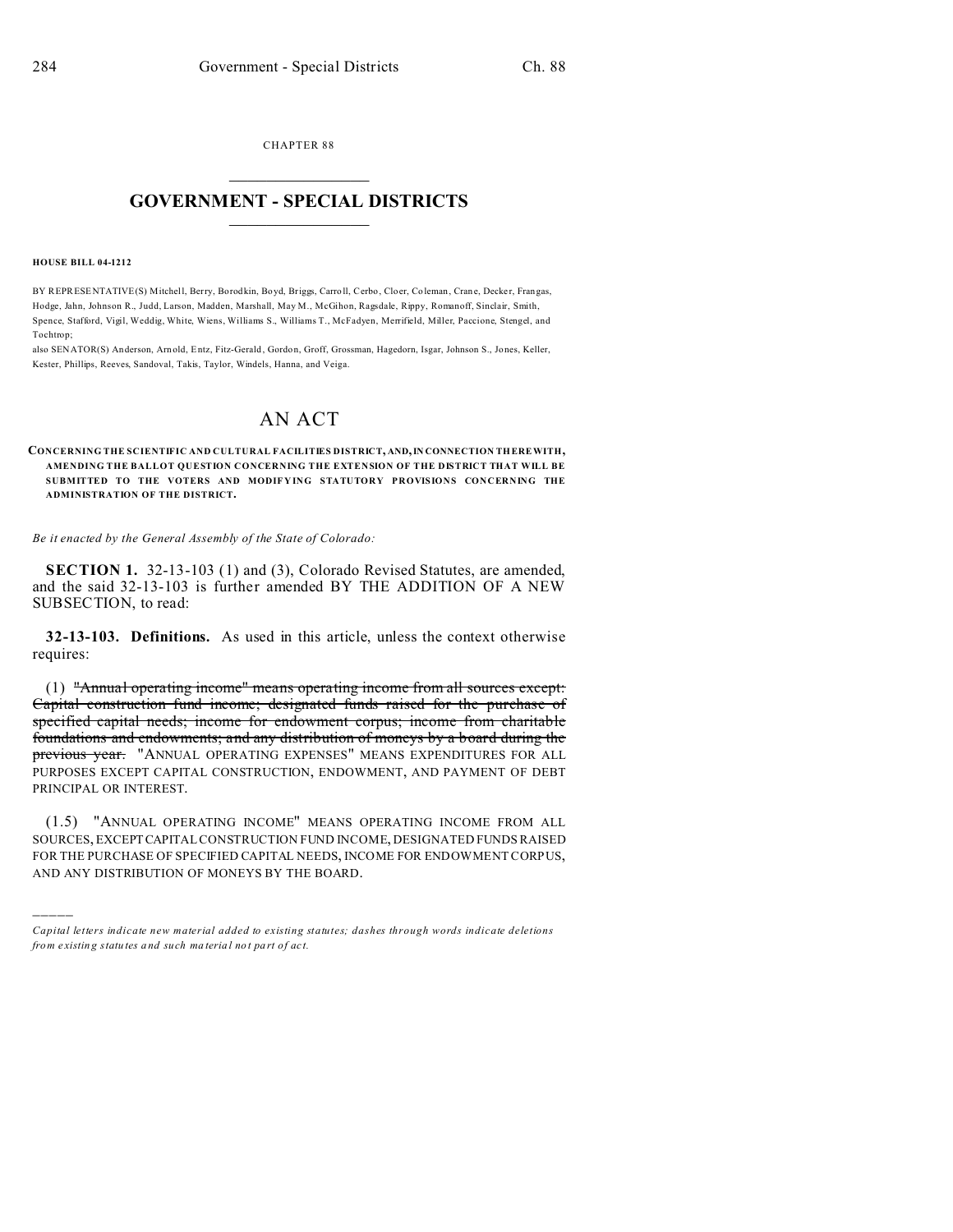CHAPTER 88

## GOVERNMENT - SPECIAL DISTRICTS

**HOUSE BILL 04-1212**

BY REPRESENTATIVE(S) Mitchell, Berry, Borodkin, Boyd, Briggs, Carroll, Cerbo, Cloer, Coleman, Crane, Decker, Frangas, Hodge, Jahn, Johnson R., Judd, Larson, Madden, Marshall, May M., McGihon, Ragsdale, Rippy, Romanoff, Sinclair, Smith, Spence, Stafford, Vigil, Weddig, White, Wiens, Williams S., Williams T., McFadyen, Merrifield, Miller, Paccione, Stengel, and Tochtrop;
also SENATOR(S) Anderson, Arnold, Entz, Fitz-Gerald, Gordon, Groff, Grossman, Hagedorn, Isgar, Johnson S., Jones, Keller, Kester, Phillips, Reeves, Sandoval, Takis, Taylor, Windels, Hanna, and Veiga.

# AN ACT

**CONCERNING THE SCIENTIFIC AND CULTURAL FACILITIES DISTRICT, AND, IN CONNECTION THEREWITH, AMENDING THE BALLOT QUESTION CONCERNING THE EXTENSION OF THE DISTRICT THAT WILL BE SUBMITTED TO THE VOTERS AND MODIFYING STATUTORY PROVISIONS CONCERNING THE ADMINISTRATION OF THE DISTRICT.**

*Be it enacted by the General Assembly of the State of Colorado:*

**SECTION 1.** 32-13-103 (1) and (3), Colorado Revised Statutes, are amended, and the said 32-13-103 is further amended BY THE ADDITION OF A NEW SUBSECTION, to read:

**32-13-103. Definitions.** As used in this article, unless the context otherwise requires:

(1) ~~"Annual operating income" means operating income from all sources except: Capital construction fund income; designated funds raised for the purchase of specified capital needs; income for endowment corpus; income from charitable foundations and endowments; and any distribution of moneys by a board during the previous year.~~ "ANNUAL OPERATING EXPENSES" MEANS EXPENDITURES FOR ALL PURPOSES EXCEPT CAPITAL CONSTRUCTION, ENDOWMENT, AND PAYMENT OF DEBT PRINCIPAL OR INTEREST.

(1.5) "ANNUAL OPERATING INCOME" MEANS OPERATING INCOME FROM ALL SOURCES, EXCEPT CAPITAL CONSTRUCTION FUND INCOME, DESIGNATED FUNDS RAISED FOR THE PURCHASE OF SPECIFIED CAPITAL NEEDS, INCOME FOR ENDOWMENT CORPUS, AND ANY DISTRIBUTION OF MONEYS BY THE BOARD.

---

*Capital letters indicate new material added to existing statutes; dashes through words indicate deletions from existing statutes and such material not part of act.*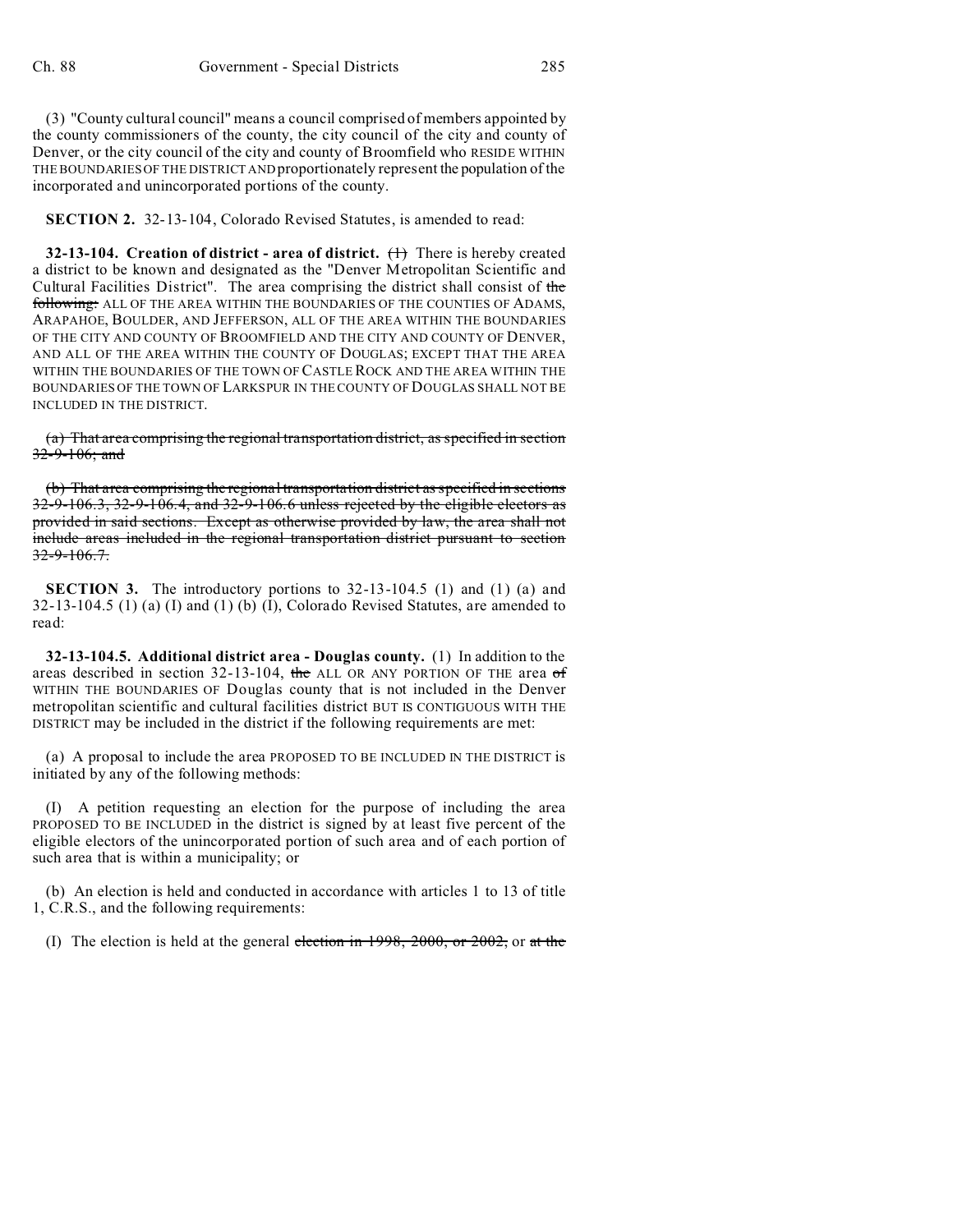(3) "County cultural council" means a council comprised of members appointed by the county commissioners of the county, the city council of the city and county of Denver, or the city council of the city and county of Broomfield who RESIDE WITHIN THE BOUNDARIES OF THE DISTRICT AND proportionately represent the population of the incorporated and unincorporated portions of the county.

**SECTION 2.** 32-13-104, Colorado Revised Statutes, is amended to read:

**32-13-104. Creation of district - area of district.** ~~(1)~~ There is hereby created a district to be known and designated as the "Denver Metropolitan Scientific and Cultural Facilities District". The area comprising the district shall consist of ~~the following:~~ ALL OF THE AREA WITHIN THE BOUNDARIES OF THE COUNTIES OF ADAMS, ARAPAHOE, BOULDER, AND JEFFERSON, ALL OF THE AREA WITHIN THE BOUNDARIES OF THE CITY AND COUNTY OF BROOMFIELD AND THE CITY AND COUNTY OF DENVER, AND ALL OF THE AREA WITHIN THE COUNTY OF DOUGLAS; EXCEPT THAT THE AREA WITHIN THE BOUNDARIES OF THE TOWN OF CASTLE ROCK AND THE AREA WITHIN THE BOUNDARIES OF THE TOWN OF LARKSPUR IN THE COUNTY OF DOUGLAS SHALL NOT BE INCLUDED IN THE DISTRICT.

~~(a) That area comprising the regional transportation district, as specified in section 32-9-106; and~~

~~(b) That area comprising the regional transportation district as specified in sections 32-9-106.3, 32-9-106.4, and 32-9-106.6 unless rejected by the eligible electors as provided in said sections. Except as otherwise provided by law, the area shall not include areas included in the regional transportation district pursuant to section 32-9-106.7.~~

**SECTION 3.** The introductory portions to 32-13-104.5 (1) and (1) (a) and 32-13-104.5 (1) (a) (I) and (1) (b) (I), Colorado Revised Statutes, are amended to read:

**32-13-104.5. Additional district area - Douglas county.** (1) In addition to the areas described in section 32-13-104, ~~the~~ ALL OR ANY PORTION OF THE area ~~of~~ WITHIN THE BOUNDARIES OF Douglas county that is not included in the Denver metropolitan scientific and cultural facilities district BUT IS CONTIGUOUS WITH THE DISTRICT may be included in the district if the following requirements are met:

(a) A proposal to include the area PROPOSED TO BE INCLUDED IN THE DISTRICT is initiated by any of the following methods:

(I) A petition requesting an election for the purpose of including the area PROPOSED TO BE INCLUDED in the district is signed by at least five percent of the eligible electors of the unincorporated portion of such area and of each portion of such area that is within a municipality; or

(b) An election is held and conducted in accordance with articles 1 to 13 of title 1, C.R.S., and the following requirements:

(I) The election is held at the general ~~election in 1998, 2000, or 2002,~~ or ~~at the~~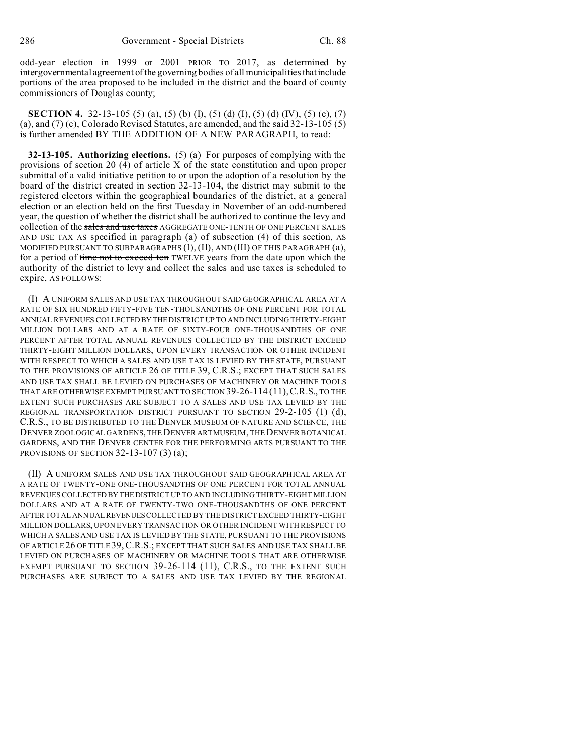odd-year election ~~in 1999 or 2001~~ PRIOR TO 2017, as determined by intergovernmental agreement of the governing bodies of all municipalities that include portions of the area proposed to be included in the district and the board of county commissioners of Douglas county;

**SECTION 4.** 32-13-105 (5) (a), (5) (b) (I), (5) (d) (I), (5) (d) (IV), (5) (e), (7) (a), and (7) (c), Colorado Revised Statutes, are amended, and the said 32-13-105 (5) is further amended BY THE ADDITION OF A NEW PARAGRAPH, to read:

**32-13-105. Authorizing elections.** (5) (a) For purposes of complying with the provisions of section 20 (4) of article X of the state constitution and upon proper submittal of a valid initiative petition to or upon the adoption of a resolution by the board of the district created in section 32-13-104, the district may submit to the registered electors within the geographical boundaries of the district, at a general election or an election held on the first Tuesday in November of an odd-numbered year, the question of whether the district shall be authorized to continue the levy and collection of the ~~sales and use taxes~~ AGGREGATE ONE-TENTH OF ONE PERCENT SALES AND USE TAX AS specified in paragraph (a) of subsection (4) of this section, AS MODIFIED PURSUANT TO SUBPARAGRAPHS (I), (II), AND (III) OF THIS PARAGRAPH (a), for a period of ~~time not to exceed ten~~ TWELVE years from the date upon which the authority of the district to levy and collect the sales and use taxes is scheduled to expire, AS FOLLOWS:

(I) A UNIFORM SALES AND USE TAX THROUGHOUT SAID GEOGRAPHICAL AREA AT A RATE OF SIX HUNDRED FIFTY-FIVE TEN-THOUSANDTHS OF ONE PERCENT FOR TOTAL ANNUAL REVENUES COLLECTED BY THE DISTRICT UP TO AND INCLUDING THIRTY-EIGHT MILLION DOLLARS AND AT A RATE OF SIXTY-FOUR ONE-THOUSANDTHS OF ONE PERCENT AFTER TOTAL ANNUAL REVENUES COLLECTED BY THE DISTRICT EXCEED THIRTY-EIGHT MILLION DOLLARS, UPON EVERY TRANSACTION OR OTHER INCIDENT WITH RESPECT TO WHICH A SALES AND USE TAX IS LEVIED BY THE STATE, PURSUANT TO THE PROVISIONS OF ARTICLE 26 OF TITLE 39, C.R.S.; EXCEPT THAT SUCH SALES AND USE TAX SHALL BE LEVIED ON PURCHASES OF MACHINERY OR MACHINE TOOLS THAT ARE OTHERWISE EXEMPT PURSUANT TO SECTION 39-26-114 (11), C.R.S., TO THE EXTENT SUCH PURCHASES ARE SUBJECT TO A SALES AND USE TAX LEVIED BY THE REGIONAL TRANSPORTATION DISTRICT PURSUANT TO SECTION 29-2-105 (1) (d), C.R.S., TO BE DISTRIBUTED TO THE DENVER MUSEUM OF NATURE AND SCIENCE, THE DENVER ZOOLOGICAL GARDENS, THE DENVER ART MUSEUM, THE DENVER BOTANICAL GARDENS, AND THE DENVER CENTER FOR THE PERFORMING ARTS PURSUANT TO THE PROVISIONS OF SECTION 32-13-107 (3) (a);

(II) A UNIFORM SALES AND USE TAX THROUGHOUT SAID GEOGRAPHICAL AREA AT A RATE OF TWENTY-ONE ONE-THOUSANDTHS OF ONE PERCENT FOR TOTAL ANNUAL REVENUES COLLECTED BY THE DISTRICT UP TO AND INCLUDING THIRTY-EIGHT MILLION DOLLARS AND AT A RATE OF TWENTY-TWO ONE-THOUSANDTHS OF ONE PERCENT AFTER TOTAL ANNUAL REVENUES COLLECTED BY THE DISTRICT EXCEED THIRTY-EIGHT MILLION DOLLARS, UPON EVERY TRANSACTION OR OTHER INCIDENT WITH RESPECT TO WHICH A SALES AND USE TAX IS LEVIED BY THE STATE, PURSUANT TO THE PROVISIONS OF ARTICLE 26 OF TITLE 39, C.R.S.; EXCEPT THAT SUCH SALES AND USE TAX SHALL BE LEVIED ON PURCHASES OF MACHINERY OR MACHINE TOOLS THAT ARE OTHERWISE EXEMPT PURSUANT TO SECTION 39-26-114 (11), C.R.S., TO THE EXTENT SUCH PURCHASES ARE SUBJECT TO A SALES AND USE TAX LEVIED BY THE REGIONAL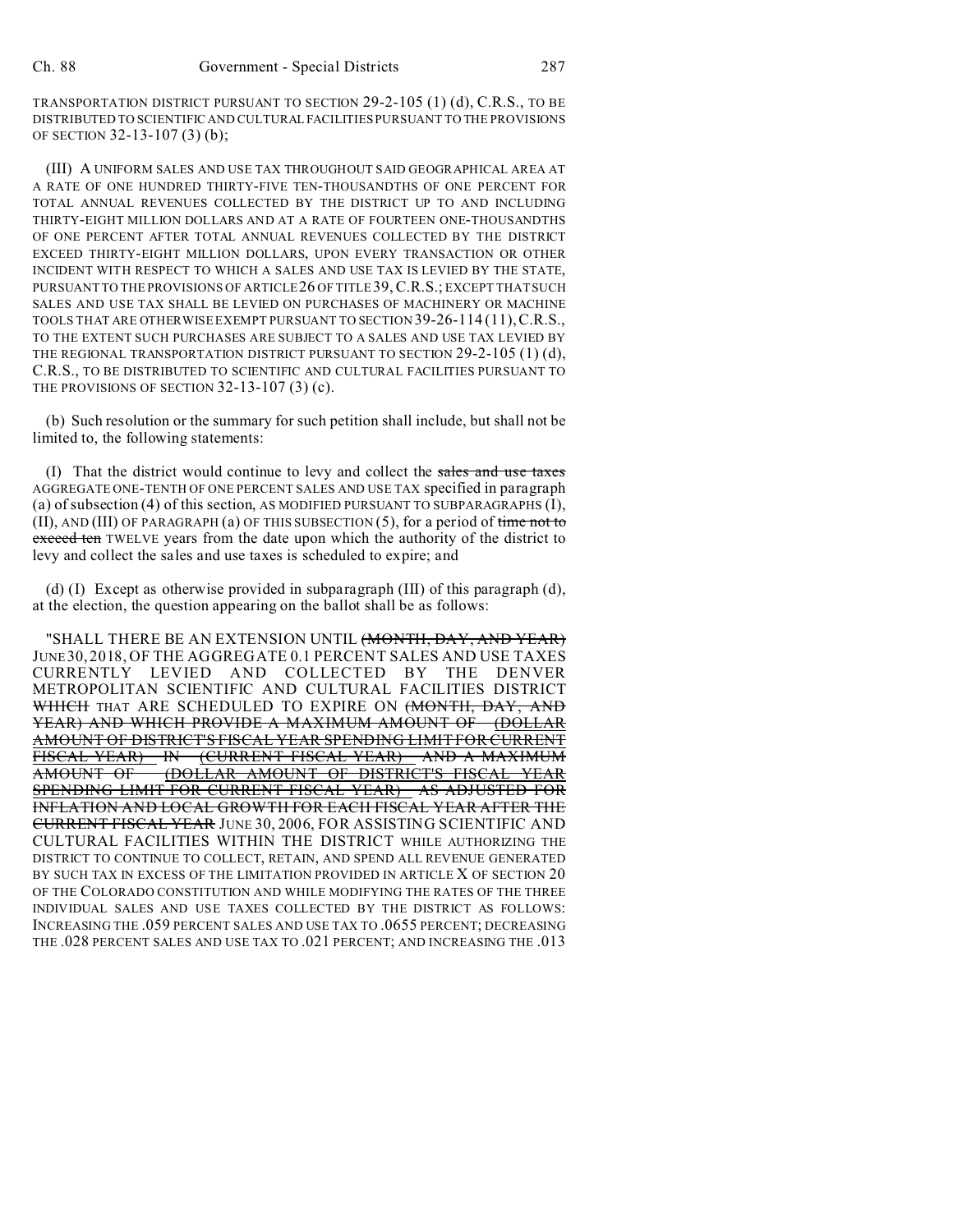TRANSPORTATION DISTRICT PURSUANT TO SECTION 29-2-105 (1) (d), C.R.S., TO BE DISTRIBUTED TO SCIENTIFIC AND CULTURAL FACILITIES PURSUANT TO THE PROVISIONS OF SECTION 32-13-107 (3) (b);

(III) A UNIFORM SALES AND USE TAX THROUGHOUT SAID GEOGRAPHICAL AREA AT A RATE OF ONE HUNDRED THIRTY-FIVE TEN-THOUSANDTHS OF ONE PERCENT FOR TOTAL ANNUAL REVENUES COLLECTED BY THE DISTRICT UP TO AND INCLUDING THIRTY-EIGHT MILLION DOLLARS AND AT A RATE OF FOURTEEN ONE-THOUSANDTHS OF ONE PERCENT AFTER TOTAL ANNUAL REVENUES COLLECTED BY THE DISTRICT EXCEED THIRTY-EIGHT MILLION DOLLARS, UPON EVERY TRANSACTION OR OTHER INCIDENT WITH RESPECT TO WHICH A SALES AND USE TAX IS LEVIED BY THE STATE, PURSUANT TO THE PROVISIONS OF ARTICLE 26 OF TITLE 39, C.R.S.; EXCEPT THAT SUCH SALES AND USE TAX SHALL BE LEVIED ON PURCHASES OF MACHINERY OR MACHINE TOOLS THAT ARE OTHERWISE EXEMPT PURSUANT TO SECTION 39-26-114 (11), C.R.S., TO THE EXTENT SUCH PURCHASES ARE SUBJECT TO A SALES AND USE TAX LEVIED BY THE REGIONAL TRANSPORTATION DISTRICT PURSUANT TO SECTION 29-2-105 (1) (d), C.R.S., TO BE DISTRIBUTED TO SCIENTIFIC AND CULTURAL FACILITIES PURSUANT TO THE PROVISIONS OF SECTION 32-13-107 (3) (c).

(b) Such resolution or the summary for such petition shall include, but shall not be limited to, the following statements:

(I) That the district would continue to levy and collect the ~~sales and use taxes~~ AGGREGATE ONE-TENTH OF ONE PERCENT SALES AND USE TAX specified in paragraph (a) of subsection (4) of this section, AS MODIFIED PURSUANT TO SUBPARAGRAPHS (I), (II), AND (III) OF PARAGRAPH (a) OF THIS SUBSECTION (5), for a period of ~~time not to exceed ten~~ TWELVE years from the date upon which the authority of the district to levy and collect the sales and use taxes is scheduled to expire; and

(d) (I) Except as otherwise provided in subparagraph (III) of this paragraph (d), at the election, the question appearing on the ballot shall be as follows:

"SHALL THERE BE AN EXTENSION UNTIL ~~(MONTH, DAY, AND YEAR)~~ JUNE 30, 2018, OF THE AGGREGATE 0.1 PERCENT SALES AND USE TAXES CURRENTLY LEVIED AND COLLECTED BY THE DENVER METROPOLITAN SCIENTIFIC AND CULTURAL FACILITIES DISTRICT ~~WHICH~~ THAT ARE SCHEDULED TO EXPIRE ON ~~(MONTH, DAY, AND YEAR) AND WHICH PROVIDE A MAXIMUM AMOUNT OF (DOLLAR AMOUNT OF DISTRICT'S FISCAL YEAR SPENDING LIMIT FOR CURRENT FISCAL YEAR) IN (CURRENT FISCAL YEAR) AND A MAXIMUM AMOUNT OF (DOLLAR AMOUNT OF DISTRICT'S FISCAL YEAR SPENDING LIMIT FOR CURRENT FISCAL YEAR) AS ADJUSTED FOR INFLATION AND LOCAL GROWTH FOR EACH FISCAL YEAR AFTER THE CURRENT FISCAL YEAR~~ JUNE 30, 2006, FOR ASSISTING SCIENTIFIC AND CULTURAL FACILITIES WITHIN THE DISTRICT WHILE AUTHORIZING THE DISTRICT TO CONTINUE TO COLLECT, RETAIN, AND SPEND ALL REVENUE GENERATED BY SUCH TAX IN EXCESS OF THE LIMITATION PROVIDED IN ARTICLE X OF SECTION 20 OF THE COLORADO CONSTITUTION AND WHILE MODIFYING THE RATES OF THE THREE INDIVIDUAL SALES AND USE TAXES COLLECTED BY THE DISTRICT AS FOLLOWS: INCREASING THE .059 PERCENT SALES AND USE TAX TO .0655 PERCENT; DECREASING THE .028 PERCENT SALES AND USE TAX TO .021 PERCENT; AND INCREASING THE .013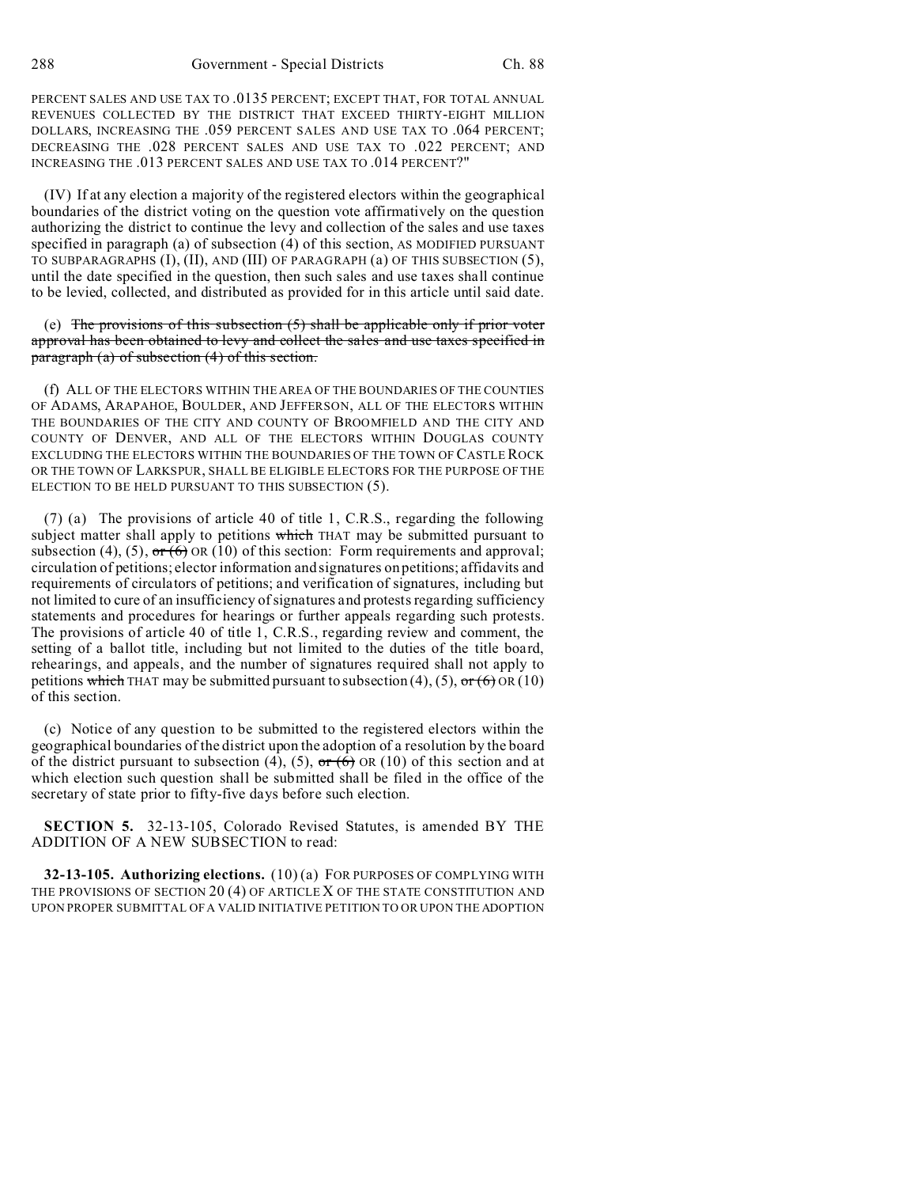PERCENT SALES AND USE TAX TO .0135 PERCENT; EXCEPT THAT, FOR TOTAL ANNUAL REVENUES COLLECTED BY THE DISTRICT THAT EXCEED THIRTY-EIGHT MILLION DOLLARS, INCREASING THE .059 PERCENT SALES AND USE TAX TO .064 PERCENT; DECREASING THE .028 PERCENT SALES AND USE TAX TO .022 PERCENT; AND INCREASING THE .013 PERCENT SALES AND USE TAX TO .014 PERCENT?"

(IV) If at any election a majority of the registered electors within the geographical boundaries of the district voting on the question vote affirmatively on the question authorizing the district to continue the levy and collection of the sales and use taxes specified in paragraph (a) of subsection (4) of this section, AS MODIFIED PURSUANT TO SUBPARAGRAPHS (I), (II), AND (III) OF PARAGRAPH (a) OF THIS SUBSECTION (5), until the date specified in the question, then such sales and use taxes shall continue to be levied, collected, and distributed as provided for in this article until said date.

(e) ~~The provisions of this subsection (5) shall be applicable only if prior voter approval has been obtained to levy and collect the sales and use taxes specified in paragraph (a) of subsection (4) of this section.~~

(f) ALL OF THE ELECTORS WITHIN THE AREA OF THE BOUNDARIES OF THE COUNTIES OF ADAMS, ARAPAHOE, BOULDER, AND JEFFERSON, ALL OF THE ELECTORS WITHIN THE BOUNDARIES OF THE CITY AND COUNTY OF BROOMFIELD AND THE CITY AND COUNTY OF DENVER, AND ALL OF THE ELECTORS WITHIN DOUGLAS COUNTY EXCLUDING THE ELECTORS WITHIN THE BOUNDARIES OF THE TOWN OF CASTLE ROCK OR THE TOWN OF LARKSPUR, SHALL BE ELIGIBLE ELECTORS FOR THE PURPOSE OF THE ELECTION TO BE HELD PURSUANT TO THIS SUBSECTION (5).

(7) (a) The provisions of article 40 of title 1, C.R.S., regarding the following subject matter shall apply to petitions ~~which~~ THAT may be submitted pursuant to subsection (4), (5), ~~or (6)~~ OR (10) of this section: Form requirements and approval; circulation of petitions; elector information and signatures on petitions; affidavits and requirements of circulators of petitions; and verification of signatures, including but not limited to cure of an insufficiency of signatures and protests regarding sufficiency statements and procedures for hearings or further appeals regarding such protests. The provisions of article 40 of title 1, C.R.S., regarding review and comment, the setting of a ballot title, including but not limited to the duties of the title board, rehearings, and appeals, and the number of signatures required shall not apply to petitions ~~which~~ THAT may be submitted pursuant to subsection (4), (5), ~~or (6)~~ OR (10) of this section.

(c) Notice of any question to be submitted to the registered electors within the geographical boundaries of the district upon the adoption of a resolution by the board of the district pursuant to subsection (4), (5), ~~or (6)~~ OR (10) of this section and at which election such question shall be submitted shall be filed in the office of the secretary of state prior to fifty-five days before such election.

**SECTION 5.** 32-13-105, Colorado Revised Statutes, is amended BY THE ADDITION OF A NEW SUBSECTION to read:

**32-13-105. Authorizing elections.** (10) (a) FOR PURPOSES OF COMPLYING WITH THE PROVISIONS OF SECTION 20 (4) OF ARTICLE X OF THE STATE CONSTITUTION AND UPON PROPER SUBMITTAL OF A VALID INITIATIVE PETITION TO OR UPON THE ADOPTION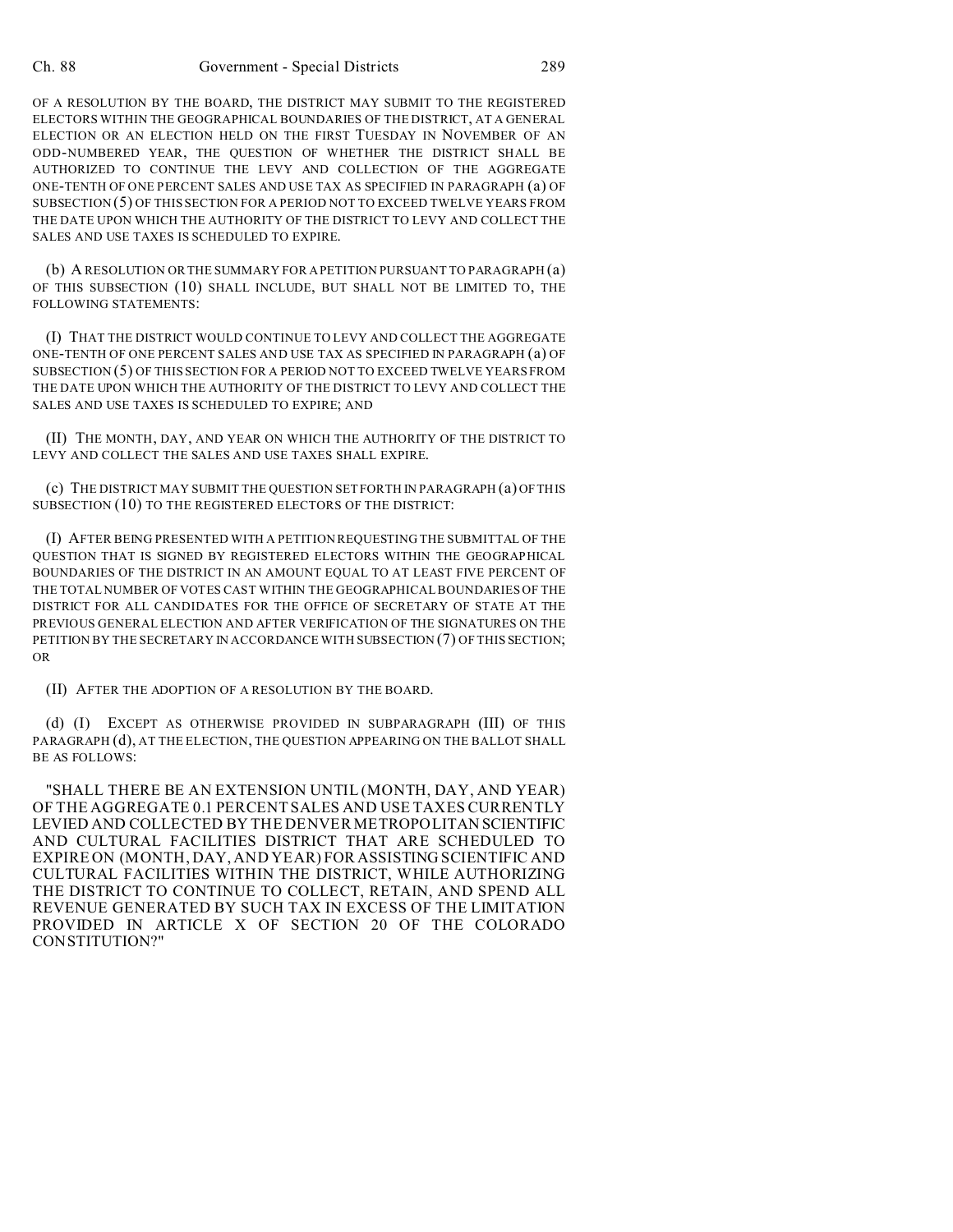OF A RESOLUTION BY THE BOARD, THE DISTRICT MAY SUBMIT TO THE REGISTERED ELECTORS WITHIN THE GEOGRAPHICAL BOUNDARIES OF THE DISTRICT, AT A GENERAL ELECTION OR AN ELECTION HELD ON THE FIRST TUESDAY IN NOVEMBER OF AN ODD-NUMBERED YEAR, THE QUESTION OF WHETHER THE DISTRICT SHALL BE AUTHORIZED TO CONTINUE THE LEVY AND COLLECTION OF THE AGGREGATE ONE-TENTH OF ONE PERCENT SALES AND USE TAX AS SPECIFIED IN PARAGRAPH (a) OF SUBSECTION (5) OF THIS SECTION FOR A PERIOD NOT TO EXCEED TWELVE YEARS FROM THE DATE UPON WHICH THE AUTHORITY OF THE DISTRICT TO LEVY AND COLLECT THE SALES AND USE TAXES IS SCHEDULED TO EXPIRE.

(b) A RESOLUTION OR THE SUMMARY FOR A PETITION PURSUANT TO PARAGRAPH (a) OF THIS SUBSECTION (10) SHALL INCLUDE, BUT SHALL NOT BE LIMITED TO, THE FOLLOWING STATEMENTS:

(I) THAT THE DISTRICT WOULD CONTINUE TO LEVY AND COLLECT THE AGGREGATE ONE-TENTH OF ONE PERCENT SALES AND USE TAX AS SPECIFIED IN PARAGRAPH (a) OF SUBSECTION (5) OF THIS SECTION FOR A PERIOD NOT TO EXCEED TWELVE YEARS FROM THE DATE UPON WHICH THE AUTHORITY OF THE DISTRICT TO LEVY AND COLLECT THE SALES AND USE TAXES IS SCHEDULED TO EXPIRE; AND

(II) THE MONTH, DAY, AND YEAR ON WHICH THE AUTHORITY OF THE DISTRICT TO LEVY AND COLLECT THE SALES AND USE TAXES SHALL EXPIRE.

(c) THE DISTRICT MAY SUBMIT THE QUESTION SET FORTH IN PARAGRAPH (a) OF THIS SUBSECTION (10) TO THE REGISTERED ELECTORS OF THE DISTRICT:

(I) AFTER BEING PRESENTED WITH A PETITION REQUESTING THE SUBMITTAL OF THE QUESTION THAT IS SIGNED BY REGISTERED ELECTORS WITHIN THE GEOGRAPHICAL BOUNDARIES OF THE DISTRICT IN AN AMOUNT EQUAL TO AT LEAST FIVE PERCENT OF THE TOTAL NUMBER OF VOTES CAST WITHIN THE GEOGRAPHICAL BOUNDARIES OF THE DISTRICT FOR ALL CANDIDATES FOR THE OFFICE OF SECRETARY OF STATE AT THE PREVIOUS GENERAL ELECTION AND AFTER VERIFICATION OF THE SIGNATURES ON THE PETITION BY THE SECRETARY IN ACCORDANCE WITH SUBSECTION (7) OF THIS SECTION; OR

(II) AFTER THE ADOPTION OF A RESOLUTION BY THE BOARD.

(d) (I) EXCEPT AS OTHERWISE PROVIDED IN SUBPARAGRAPH (III) OF THIS PARAGRAPH (d), AT THE ELECTION, THE QUESTION APPEARING ON THE BALLOT SHALL BE AS FOLLOWS:

"SHALL THERE BE AN EXTENSION UNTIL (MONTH, DAY, AND YEAR) OF THE AGGREGATE 0.1 PERCENT SALES AND USE TAXES CURRENTLY LEVIED AND COLLECTED BY THE DENVER METROPOLITAN SCIENTIFIC AND CULTURAL FACILITIES DISTRICT THAT ARE SCHEDULED TO EXPIRE ON (MONTH, DAY, AND YEAR) FOR ASSISTING SCIENTIFIC AND CULTURAL FACILITIES WITHIN THE DISTRICT, WHILE AUTHORIZING THE DISTRICT TO CONTINUE TO COLLECT, RETAIN, AND SPEND ALL REVENUE GENERATED BY SUCH TAX IN EXCESS OF THE LIMITATION PROVIDED IN ARTICLE X OF SECTION 20 OF THE COLORADO CONSTITUTION?"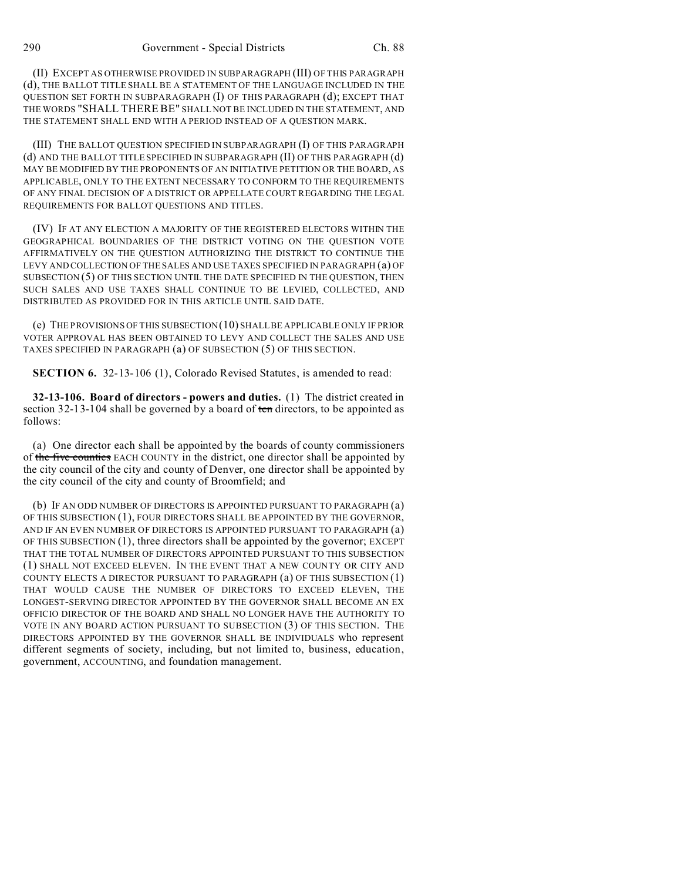(II) EXCEPT AS OTHERWISE PROVIDED IN SUBPARAGRAPH (III) OF THIS PARAGRAPH (d), THE BALLOT TITLE SHALL BE A STATEMENT OF THE LANGUAGE INCLUDED IN THE QUESTION SET FORTH IN SUBPARAGRAPH (I) OF THIS PARAGRAPH (d); EXCEPT THAT THE WORDS "SHALL THERE BE" SHALL NOT BE INCLUDED IN THE STATEMENT, AND THE STATEMENT SHALL END WITH A PERIOD INSTEAD OF A QUESTION MARK.

(III) THE BALLOT QUESTION SPECIFIED IN SUBPARAGRAPH (I) OF THIS PARAGRAPH (d) AND THE BALLOT TITLE SPECIFIED IN SUBPARAGRAPH (II) OF THIS PARAGRAPH (d) MAY BE MODIFIED BY THE PROPONENTS OF AN INITIATIVE PETITION OR THE BOARD, AS APPLICABLE, ONLY TO THE EXTENT NECESSARY TO CONFORM TO THE REQUIREMENTS OF ANY FINAL DECISION OF A DISTRICT OR APPELLATE COURT REGARDING THE LEGAL REQUIREMENTS FOR BALLOT QUESTIONS AND TITLES.

(IV) IF AT ANY ELECTION A MAJORITY OF THE REGISTERED ELECTORS WITHIN THE GEOGRAPHICAL BOUNDARIES OF THE DISTRICT VOTING ON THE QUESTION VOTE AFFIRMATIVELY ON THE QUESTION AUTHORIZING THE DISTRICT TO CONTINUE THE LEVY AND COLLECTION OF THE SALES AND USE TAXES SPECIFIED IN PARAGRAPH (a) OF SUBSECTION (5) OF THIS SECTION UNTIL THE DATE SPECIFIED IN THE QUESTION, THEN SUCH SALES AND USE TAXES SHALL CONTINUE TO BE LEVIED, COLLECTED, AND DISTRIBUTED AS PROVIDED FOR IN THIS ARTICLE UNTIL SAID DATE.

(e) THE PROVISIONS OF THIS SUBSECTION (10) SHALL BE APPLICABLE ONLY IF PRIOR VOTER APPROVAL HAS BEEN OBTAINED TO LEVY AND COLLECT THE SALES AND USE TAXES SPECIFIED IN PARAGRAPH (a) OF SUBSECTION (5) OF THIS SECTION.

**SECTION 6.** 32-13-106 (1), Colorado Revised Statutes, is amended to read:

**32-13-106. Board of directors - powers and duties.** (1) The district created in section 32-13-104 shall be governed by a board of ~~ten~~ directors, to be appointed as follows:

(a) One director each shall be appointed by the boards of county commissioners of ~~the five counties~~ EACH COUNTY in the district, one director shall be appointed by the city council of the city and county of Denver, one director shall be appointed by the city council of the city and county of Broomfield; and

(b) IF AN ODD NUMBER OF DIRECTORS IS APPOINTED PURSUANT TO PARAGRAPH (a) OF THIS SUBSECTION (1), FOUR DIRECTORS SHALL BE APPOINTED BY THE GOVERNOR, AND IF AN EVEN NUMBER OF DIRECTORS IS APPOINTED PURSUANT TO PARAGRAPH (a) OF THIS SUBSECTION (1), three directors shall be appointed by the governor; EXCEPT THAT THE TOTAL NUMBER OF DIRECTORS APPOINTED PURSUANT TO THIS SUBSECTION (1) SHALL NOT EXCEED ELEVEN. IN THE EVENT THAT A NEW COUNTY OR CITY AND COUNTY ELECTS A DIRECTOR PURSUANT TO PARAGRAPH (a) OF THIS SUBSECTION (1) THAT WOULD CAUSE THE NUMBER OF DIRECTORS TO EXCEED ELEVEN, THE LONGEST-SERVING DIRECTOR APPOINTED BY THE GOVERNOR SHALL BECOME AN EX OFFICIO DIRECTOR OF THE BOARD AND SHALL NO LONGER HAVE THE AUTHORITY TO VOTE IN ANY BOARD ACTION PURSUANT TO SUBSECTION (3) OF THIS SECTION. THE DIRECTORS APPOINTED BY THE GOVERNOR SHALL BE INDIVIDUALS who represent different segments of society, including, but not limited to, business, education, government, ACCOUNTING, and foundation management.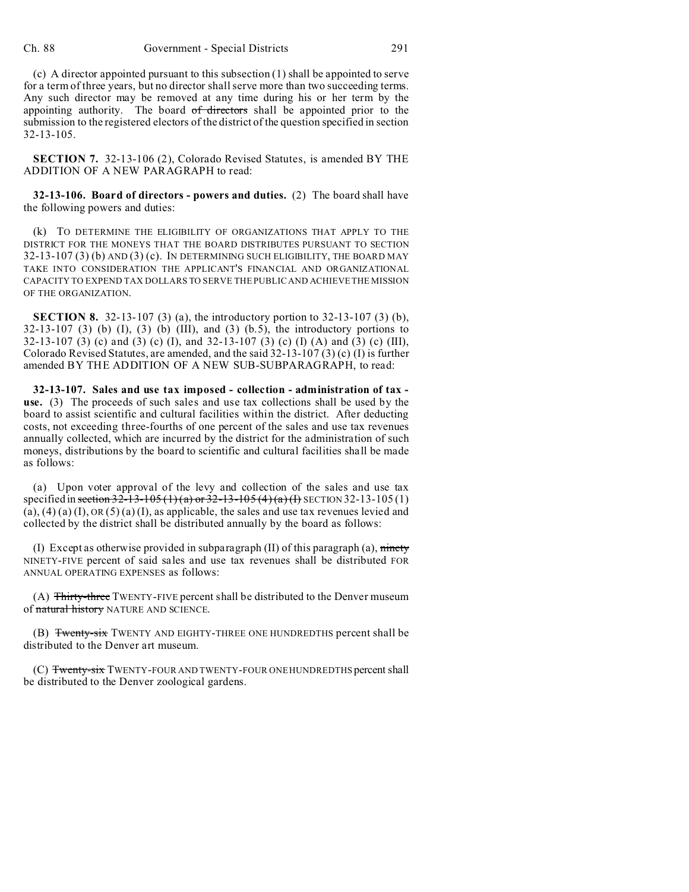(c) A director appointed pursuant to this subsection (1) shall be appointed to serve for a term of three years, but no director shall serve more than two succeeding terms. Any such director may be removed at any time during his or her term by the appointing authority. The board ~~of directors~~ shall be appointed prior to the submission to the registered electors of the district of the question specified in section 32-13-105.

**SECTION 7.** 32-13-106 (2), Colorado Revised Statutes, is amended BY THE ADDITION OF A NEW PARAGRAPH to read:

**32-13-106. Board of directors - powers and duties.** (2) The board shall have the following powers and duties:

(k) TO DETERMINE THE ELIGIBILITY OF ORGANIZATIONS THAT APPLY TO THE DISTRICT FOR THE MONEYS THAT THE BOARD DISTRIBUTES PURSUANT TO SECTION 32-13-107 (3) (b) AND (3) (c). IN DETERMINING SUCH ELIGIBILITY, THE BOARD MAY TAKE INTO CONSIDERATION THE APPLICANT'S FINANCIAL AND ORGANIZATIONAL CAPACITY TO EXPEND TAX DOLLARS TO SERVE THE PUBLIC AND ACHIEVE THE MISSION OF THE ORGANIZATION.

**SECTION 8.** 32-13-107 (3) (a), the introductory portion to 32-13-107 (3) (b), 32-13-107 (3) (b) (I), (3) (b) (III), and (3) (b.5), the introductory portions to 32-13-107 (3) (c) and (3) (c) (I), and 32-13-107 (3) (c) (I) (A) and (3) (c) (III), Colorado Revised Statutes, are amended, and the said 32-13-107 (3) (c) (I) is further amended BY THE ADDITION OF A NEW SUB-SUBPARAGRAPH, to read:

**32-13-107. Sales and use tax imposed - collection - administration of tax - use.** (3) The proceeds of such sales and use tax collections shall be used by the board to assist scientific and cultural facilities within the district. After deducting costs, not exceeding three-fourths of one percent of the sales and use tax revenues annually collected, which are incurred by the district for the administration of such moneys, distributions by the board to scientific and cultural facilities shall be made as follows:

(a) Upon voter approval of the levy and collection of the sales and use tax specified in ~~section 32-13-105 (1) (a) or 32-13-105 (4) (a) (I)~~ SECTION 32-13-105 (1) (a), (4) (a) (I), OR (5) (a) (I), as applicable, the sales and use tax revenues levied and collected by the district shall be distributed annually by the board as follows:

(I) Except as otherwise provided in subparagraph (II) of this paragraph (a), ~~ninety~~ NINETY-FIVE percent of said sales and use tax revenues shall be distributed FOR ANNUAL OPERATING EXPENSES as follows:

(A) ~~Thirty-three~~ TWENTY-FIVE percent shall be distributed to the Denver museum of ~~natural history~~ NATURE AND SCIENCE.

(B) ~~Twenty-six~~ TWENTY AND EIGHTY-THREE ONE HUNDREDTHS percent shall be distributed to the Denver art museum.

(C) ~~Twenty-six~~ TWENTY-FOUR AND TWENTY-FOUR ONE HUNDREDTHS percent shall be distributed to the Denver zoological gardens.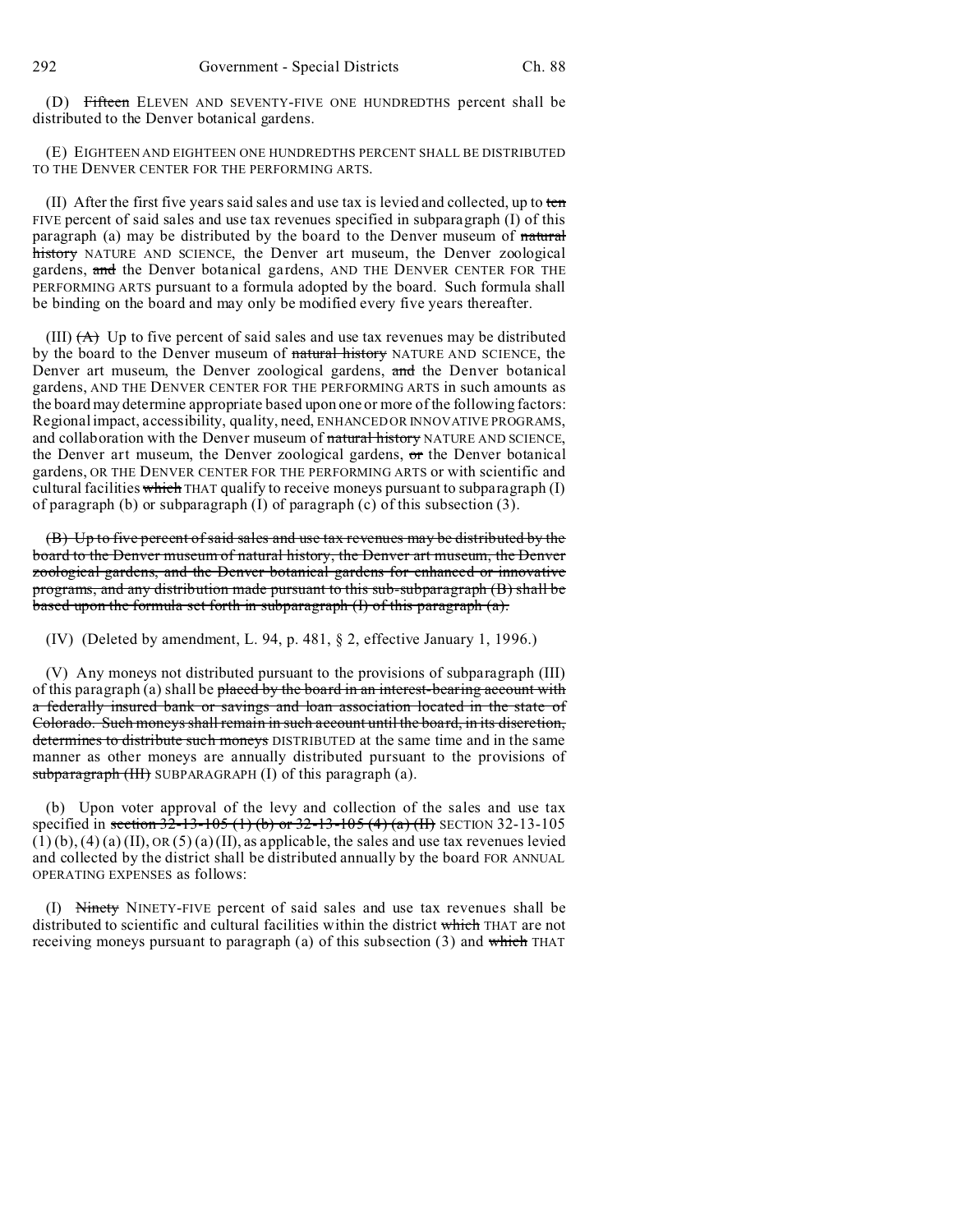(D) ~~Fifteen~~ ELEVEN AND SEVENTY-FIVE ONE HUNDREDTHS percent shall be distributed to the Denver botanical gardens.

(E) EIGHTEEN AND EIGHTEEN ONE HUNDREDTHS PERCENT SHALL BE DISTRIBUTED TO THE DENVER CENTER FOR THE PERFORMING ARTS.

(II) After the first five years said sales and use tax is levied and collected, up to ~~ten~~ FIVE percent of said sales and use tax revenues specified in subparagraph (I) of this paragraph (a) may be distributed by the board to the Denver museum of ~~natural history~~ NATURE AND SCIENCE, the Denver art museum, the Denver zoological gardens, ~~and~~ the Denver botanical gardens, AND THE DENVER CENTER FOR THE PERFORMING ARTS pursuant to a formula adopted by the board. Such formula shall be binding on the board and may only be modified every five years thereafter.

(III) ~~(A)~~ Up to five percent of said sales and use tax revenues may be distributed by the board to the Denver museum of ~~natural history~~ NATURE AND SCIENCE, the Denver art museum, the Denver zoological gardens, ~~and~~ the Denver botanical gardens, AND THE DENVER CENTER FOR THE PERFORMING ARTS in such amounts as the board may determine appropriate based upon one or more of the following factors: Regional impact, accessibility, quality, need, ENHANCED OR INNOVATIVE PROGRAMS, and collaboration with the Denver museum of ~~natural history~~ NATURE AND SCIENCE, the Denver art museum, the Denver zoological gardens, ~~or~~ the Denver botanical gardens, OR THE DENVER CENTER FOR THE PERFORMING ARTS or with scientific and cultural facilities ~~which~~ THAT qualify to receive moneys pursuant to subparagraph (I) of paragraph (b) or subparagraph (I) of paragraph (c) of this subsection (3).

~~(B) Up to five percent of said sales and use tax revenues may be distributed by the board to the Denver museum of natural history, the Denver art museum, the Denver zoological gardens, and the Denver botanical gardens for enhanced or innovative programs, and any distribution made pursuant to this sub-subparagraph (B) shall be based upon the formula set forth in subparagraph (I) of this paragraph (a).~~

(IV) (Deleted by amendment, L. 94, p. 481, § 2, effective January 1, 1996.)

(V) Any moneys not distributed pursuant to the provisions of subparagraph (III) of this paragraph (a) shall be ~~placed by the board in an interest-bearing account with a federally insured bank or savings and loan association located in the state of Colorado. Such moneys shall remain in such account until the board, in its discretion, determines to distribute such moneys~~ DISTRIBUTED at the same time and in the same manner as other moneys are annually distributed pursuant to the provisions of ~~subparagraph (III)~~ SUBPARAGRAPH (I) of this paragraph (a).

(b) Upon voter approval of the levy and collection of the sales and use tax specified in ~~section 32-13-105 (1) (b) or 32-13-105 (4) (a) (II)~~ SECTION 32-13-105 (1) (b), (4) (a) (II), OR (5) (a) (II), as applicable, the sales and use tax revenues levied and collected by the district shall be distributed annually by the board FOR ANNUAL OPERATING EXPENSES as follows:

(I) ~~Ninety~~ NINETY-FIVE percent of said sales and use tax revenues shall be distributed to scientific and cultural facilities within the district ~~which~~ THAT are not receiving moneys pursuant to paragraph (a) of this subsection (3) and ~~which~~ THAT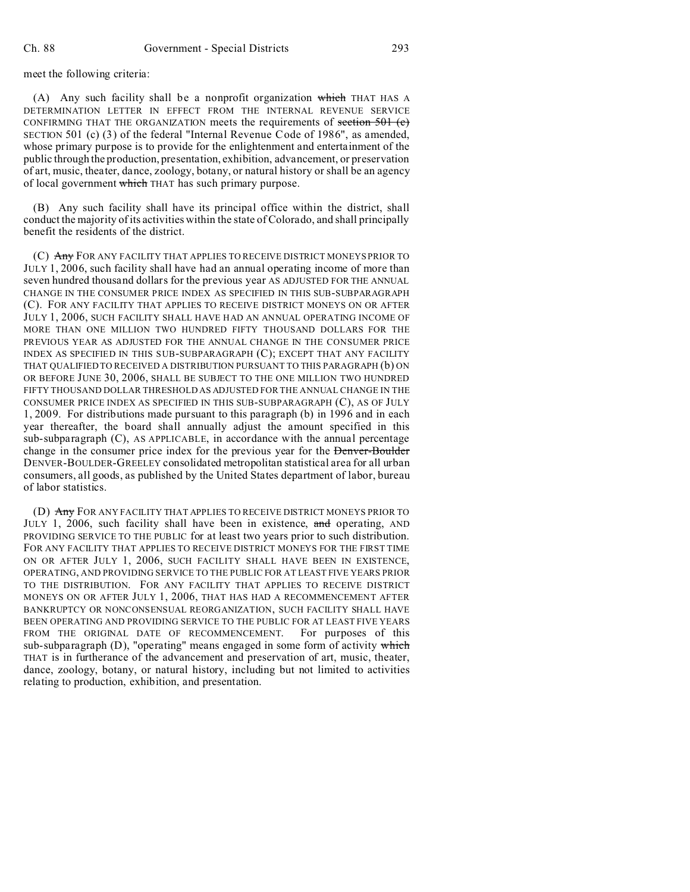meet the following criteria:

(A) Any such facility shall be a nonprofit organization ~~which~~ THAT HAS A DETERMINATION LETTER IN EFFECT FROM THE INTERNAL REVENUE SERVICE CONFIRMING THAT THE ORGANIZATION meets the requirements of ~~section 501 (c)~~ SECTION 501 (c) (3) of the federal "Internal Revenue Code of 1986", as amended, whose primary purpose is to provide for the enlightenment and entertainment of the public through the production, presentation, exhibition, advancement, or preservation of art, music, theater, dance, zoology, botany, or natural history or shall be an agency of local government ~~which~~ THAT has such primary purpose.

(B) Any such facility shall have its principal office within the district, shall conduct the majority of its activities within the state of Colorado, and shall principally benefit the residents of the district.

(C) ~~Any~~ FOR ANY FACILITY THAT APPLIES TO RECEIVE DISTRICT MONEYS PRIOR TO JULY 1, 2006, such facility shall have had an annual operating income of more than seven hundred thousand dollars for the previous year AS ADJUSTED FOR THE ANNUAL CHANGE IN THE CONSUMER PRICE INDEX AS SPECIFIED IN THIS SUB-SUBPARAGRAPH (C). FOR ANY FACILITY THAT APPLIES TO RECEIVE DISTRICT MONEYS ON OR AFTER JULY 1, 2006, SUCH FACILITY SHALL HAVE HAD AN ANNUAL OPERATING INCOME OF MORE THAN ONE MILLION TWO HUNDRED FIFTY THOUSAND DOLLARS FOR THE PREVIOUS YEAR AS ADJUSTED FOR THE ANNUAL CHANGE IN THE CONSUMER PRICE INDEX AS SPECIFIED IN THIS SUB-SUBPARAGRAPH (C); EXCEPT THAT ANY FACILITY THAT QUALIFIED TO RECEIVED A DISTRIBUTION PURSUANT TO THIS PARAGRAPH (b) ON OR BEFORE JUNE 30, 2006, SHALL BE SUBJECT TO THE ONE MILLION TWO HUNDRED FIFTY THOUSAND DOLLAR THRESHOLD AS ADJUSTED FOR THE ANNUAL CHANGE IN THE CONSUMER PRICE INDEX AS SPECIFIED IN THIS SUB-SUBPARAGRAPH (C), AS OF JULY 1, 2009. For distributions made pursuant to this paragraph (b) in 1996 and in each year thereafter, the board shall annually adjust the amount specified in this sub-subparagraph (C), AS APPLICABLE, in accordance with the annual percentage change in the consumer price index for the previous year for the ~~Denver-Boulder~~ DENVER-BOULDER-GREELEY consolidated metropolitan statistical area for all urban consumers, all goods, as published by the United States department of labor, bureau of labor statistics.

(D) ~~Any~~ FOR ANY FACILITY THAT APPLIES TO RECEIVE DISTRICT MONEYS PRIOR TO JULY 1, 2006, such facility shall have been in existence, ~~and~~ operating, AND PROVIDING SERVICE TO THE PUBLIC for at least two years prior to such distribution. FOR ANY FACILITY THAT APPLIES TO RECEIVE DISTRICT MONEYS FOR THE FIRST TIME ON OR AFTER JULY 1, 2006, SUCH FACILITY SHALL HAVE BEEN IN EXISTENCE, OPERATING, AND PROVIDING SERVICE TO THE PUBLIC FOR AT LEAST FIVE YEARS PRIOR TO THE DISTRIBUTION. FOR ANY FACILITY THAT APPLIES TO RECEIVE DISTRICT MONEYS ON OR AFTER JULY 1, 2006, THAT HAS HAD A RECOMMENCEMENT AFTER BANKRUPTCY OR NONCONSENSUAL REORGANIZATION, SUCH FACILITY SHALL HAVE BEEN OPERATING AND PROVIDING SERVICE TO THE PUBLIC FOR AT LEAST FIVE YEARS FROM THE ORIGINAL DATE OF RECOMMENCEMENT. For purposes of this sub-subparagraph (D), "operating" means engaged in some form of activity ~~which~~ THAT is in furtherance of the advancement and preservation of art, music, theater, dance, zoology, botany, or natural history, including but not limited to activities relating to production, exhibition, and presentation.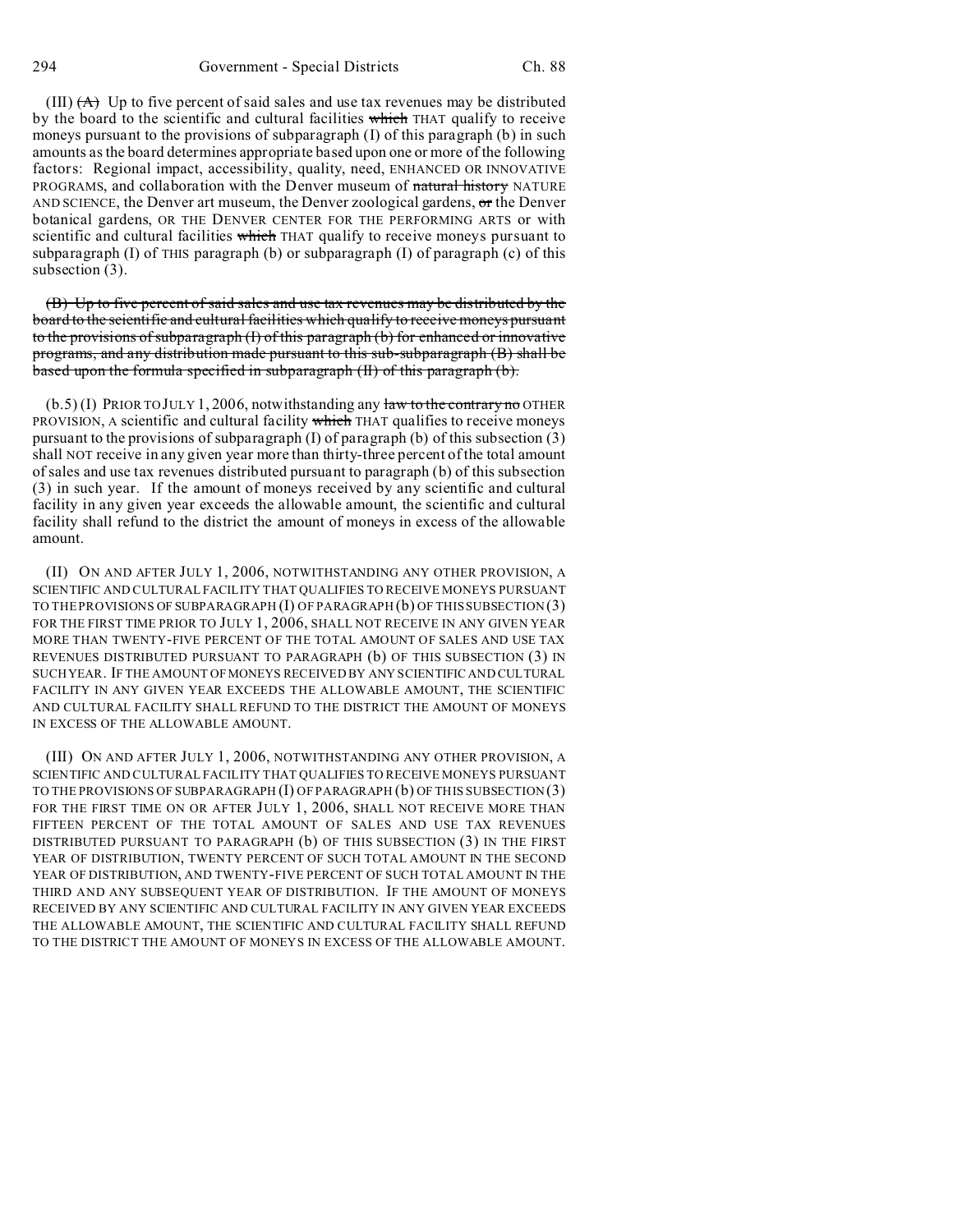(III) ~~(A)~~ Up to five percent of said sales and use tax revenues may be distributed by the board to the scientific and cultural facilities ~~which~~ THAT qualify to receive moneys pursuant to the provisions of subparagraph (I) of this paragraph (b) in such amounts as the board determines appropriate based upon one or more of the following factors: Regional impact, accessibility, quality, need, ENHANCED OR INNOVATIVE PROGRAMS, and collaboration with the Denver museum of ~~natural history~~ NATURE AND SCIENCE, the Denver art museum, the Denver zoological gardens, ~~or~~ the Denver botanical gardens, OR THE DENVER CENTER FOR THE PERFORMING ARTS or with scientific and cultural facilities ~~which~~ THAT qualify to receive moneys pursuant to subparagraph (I) of THIS paragraph (b) or subparagraph (I) of paragraph (c) of this subsection (3).

~~(B) Up to five percent of said sales and use tax revenues may be distributed by the board to the scientific and cultural facilities which qualify to receive moneys pursuant to the provisions of subparagraph (I) of this paragraph (b) for enhanced or innovative programs, and any distribution made pursuant to this sub-subparagraph (B) shall be based upon the formula specified in subparagraph (II) of this paragraph (b).~~

(b.5) (I) PRIOR TO JULY 1, 2006, notwithstanding any ~~law to the contrary no~~ OTHER PROVISION, A scientific and cultural facility ~~which~~ THAT qualifies to receive moneys pursuant to the provisions of subparagraph (I) of paragraph (b) of this subsection (3) shall NOT receive in any given year more than thirty-three percent of the total amount of sales and use tax revenues distributed pursuant to paragraph (b) of this subsection (3) in such year. If the amount of moneys received by any scientific and cultural facility in any given year exceeds the allowable amount, the scientific and cultural facility shall refund to the district the amount of moneys in excess of the allowable amount.

(II) ON AND AFTER JULY 1, 2006, NOTWITHSTANDING ANY OTHER PROVISION, A SCIENTIFIC AND CULTURAL FACILITY THAT QUALIFIES TO RECEIVE MONEYS PURSUANT TO THE PROVISIONS OF SUBPARAGRAPH (I) OF PARAGRAPH (b) OF THIS SUBSECTION (3) FOR THE FIRST TIME PRIOR TO JULY 1, 2006, SHALL NOT RECEIVE IN ANY GIVEN YEAR MORE THAN TWENTY-FIVE PERCENT OF THE TOTAL AMOUNT OF SALES AND USE TAX REVENUES DISTRIBUTED PURSUANT TO PARAGRAPH (b) OF THIS SUBSECTION (3) IN SUCH YEAR. IF THE AMOUNT OF MONEYS RECEIVED BY ANY SCIENTIFIC AND CULTURAL FACILITY IN ANY GIVEN YEAR EXCEEDS THE ALLOWABLE AMOUNT, THE SCIENTIFIC AND CULTURAL FACILITY SHALL REFUND TO THE DISTRICT THE AMOUNT OF MONEYS IN EXCESS OF THE ALLOWABLE AMOUNT.

(III) ON AND AFTER JULY 1, 2006, NOTWITHSTANDING ANY OTHER PROVISION, A SCIENTIFIC AND CULTURAL FACILITY THAT QUALIFIES TO RECEIVE MONEYS PURSUANT TO THE PROVISIONS OF SUBPARAGRAPH (I) OF PARAGRAPH (b) OF THIS SUBSECTION (3) FOR THE FIRST TIME ON OR AFTER JULY 1, 2006, SHALL NOT RECEIVE MORE THAN FIFTEEN PERCENT OF THE TOTAL AMOUNT OF SALES AND USE TAX REVENUES DISTRIBUTED PURSUANT TO PARAGRAPH (b) OF THIS SUBSECTION (3) IN THE FIRST YEAR OF DISTRIBUTION, TWENTY PERCENT OF SUCH TOTAL AMOUNT IN THE SECOND YEAR OF DISTRIBUTION, AND TWENTY-FIVE PERCENT OF SUCH TOTAL AMOUNT IN THE THIRD AND ANY SUBSEQUENT YEAR OF DISTRIBUTION. IF THE AMOUNT OF MONEYS RECEIVED BY ANY SCIENTIFIC AND CULTURAL FACILITY IN ANY GIVEN YEAR EXCEEDS THE ALLOWABLE AMOUNT, THE SCIENTIFIC AND CULTURAL FACILITY SHALL REFUND TO THE DISTRICT THE AMOUNT OF MONEYS IN EXCESS OF THE ALLOWABLE AMOUNT.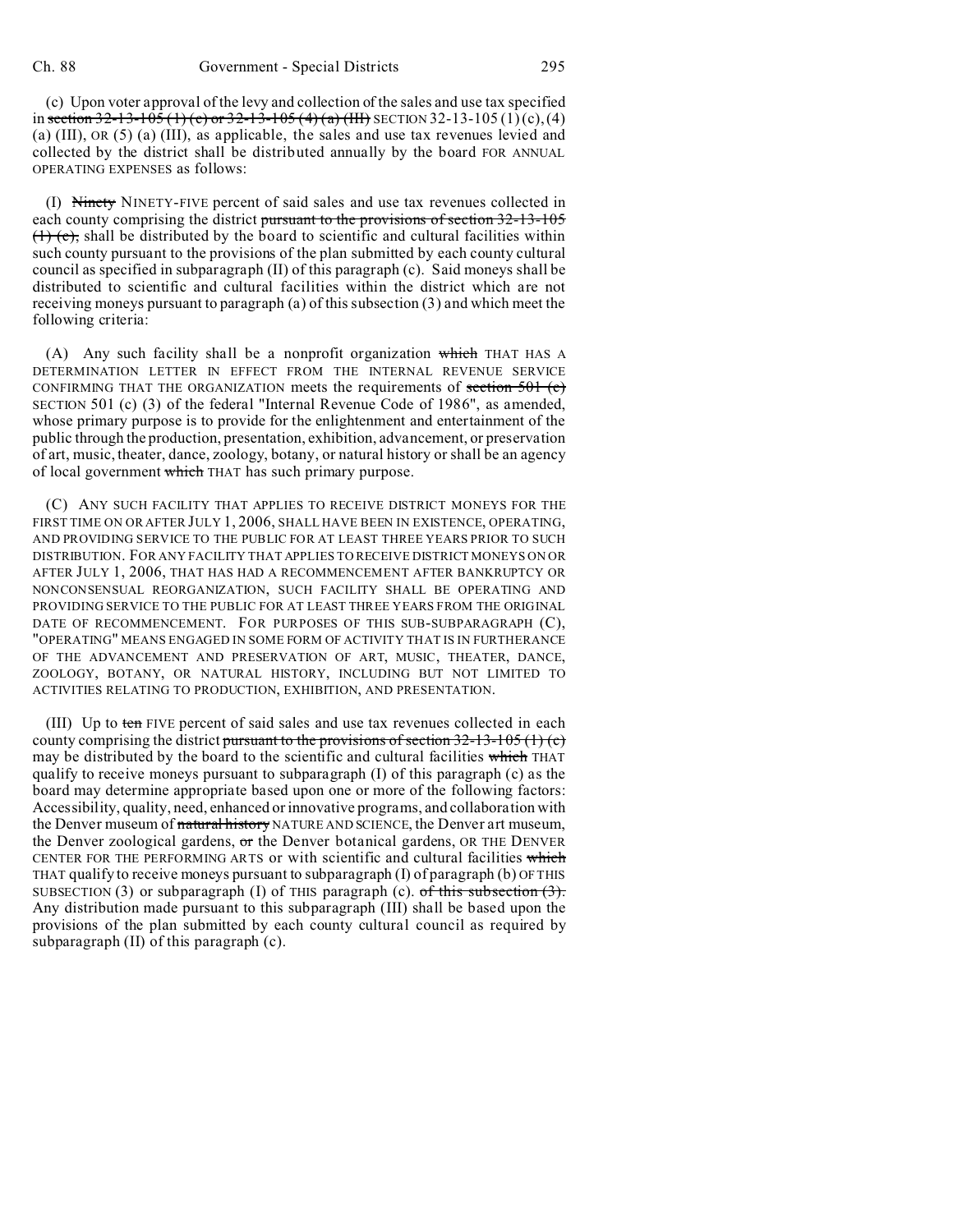(c) Upon voter approval of the levy and collection of the sales and use tax specified in section 32-13-105 (1) (c) or 32-13-105 (4) (a) (III) SECTION 32-13-105 (1) (c), (4) (a) (III), OR (5) (a) (III), as applicable, the sales and use tax revenues levied and collected by the district shall be distributed annually by the board FOR ANNUAL OPERATING EXPENSES as follows:

(I) Ninety NINETY-FIVE percent of said sales and use tax revenues collected in each county comprising the district pursuant to the provisions of section 32-13-105 (1) (c), shall be distributed by the board to scientific and cultural facilities within such county pursuant to the provisions of the plan submitted by each county cultural council as specified in subparagraph (II) of this paragraph (c). Said moneys shall be distributed to scientific and cultural facilities within the district which are not receiving moneys pursuant to paragraph (a) of this subsection (3) and which meet the following criteria:

(A) Any such facility shall be a nonprofit organization which THAT HAS A DETERMINATION LETTER IN EFFECT FROM THE INTERNAL REVENUE SERVICE CONFIRMING THAT THE ORGANIZATION meets the requirements of section 501 (c) SECTION 501 (c) (3) of the federal "Internal Revenue Code of 1986", as amended, whose primary purpose is to provide for the enlightenment and entertainment of the public through the production, presentation, exhibition, advancement, or preservation of art, music, theater, dance, zoology, botany, or natural history or shall be an agency of local government which THAT has such primary purpose.

(C) ANY SUCH FACILITY THAT APPLIES TO RECEIVE DISTRICT MONEYS FOR THE FIRST TIME ON OR AFTER JULY 1, 2006, SHALL HAVE BEEN IN EXISTENCE, OPERATING, AND PROVIDING SERVICE TO THE PUBLIC FOR AT LEAST THREE YEARS PRIOR TO SUCH DISTRIBUTION. FOR ANY FACILITY THAT APPLIES TO RECEIVE DISTRICT MONEYS ON OR AFTER JULY 1, 2006, THAT HAS HAD A RECOMMENCEMENT AFTER BANKRUPTCY OR NONCONSENSUAL REORGANIZATION, SUCH FACILITY SHALL BE OPERATING AND PROVIDING SERVICE TO THE PUBLIC FOR AT LEAST THREE YEARS FROM THE ORIGINAL DATE OF RECOMMENCEMENT. FOR PURPOSES OF THIS SUB-SUBPARAGRAPH (C), "OPERATING" MEANS ENGAGED IN SOME FORM OF ACTIVITY THAT IS IN FURTHERANCE OF THE ADVANCEMENT AND PRESERVATION OF ART, MUSIC, THEATER, DANCE, ZOOLOGY, BOTANY, OR NATURAL HISTORY, INCLUDING BUT NOT LIMITED TO ACTIVITIES RELATING TO PRODUCTION, EXHIBITION, AND PRESENTATION.

(III) Up to ten FIVE percent of said sales and use tax revenues collected in each county comprising the district pursuant to the provisions of section 32-13-105 (1) (c) may be distributed by the board to the scientific and cultural facilities which THAT qualify to receive moneys pursuant to subparagraph (I) of this paragraph (c) as the board may determine appropriate based upon one or more of the following factors: Accessibility, quality, need, enhanced or innovative programs, and collaboration with the Denver museum of natural history NATURE AND SCIENCE, the Denver art museum, the Denver zoological gardens, or the Denver botanical gardens, OR THE DENVER CENTER FOR THE PERFORMING ARTS or with scientific and cultural facilities which THAT qualify to receive moneys pursuant to subparagraph (I) of paragraph (b) OF THIS SUBSECTION (3) or subparagraph (I) of THIS paragraph (c). of this subsection (3). Any distribution made pursuant to this subparagraph (III) shall be based upon the provisions of the plan submitted by each county cultural council as required by subparagraph (II) of this paragraph (c).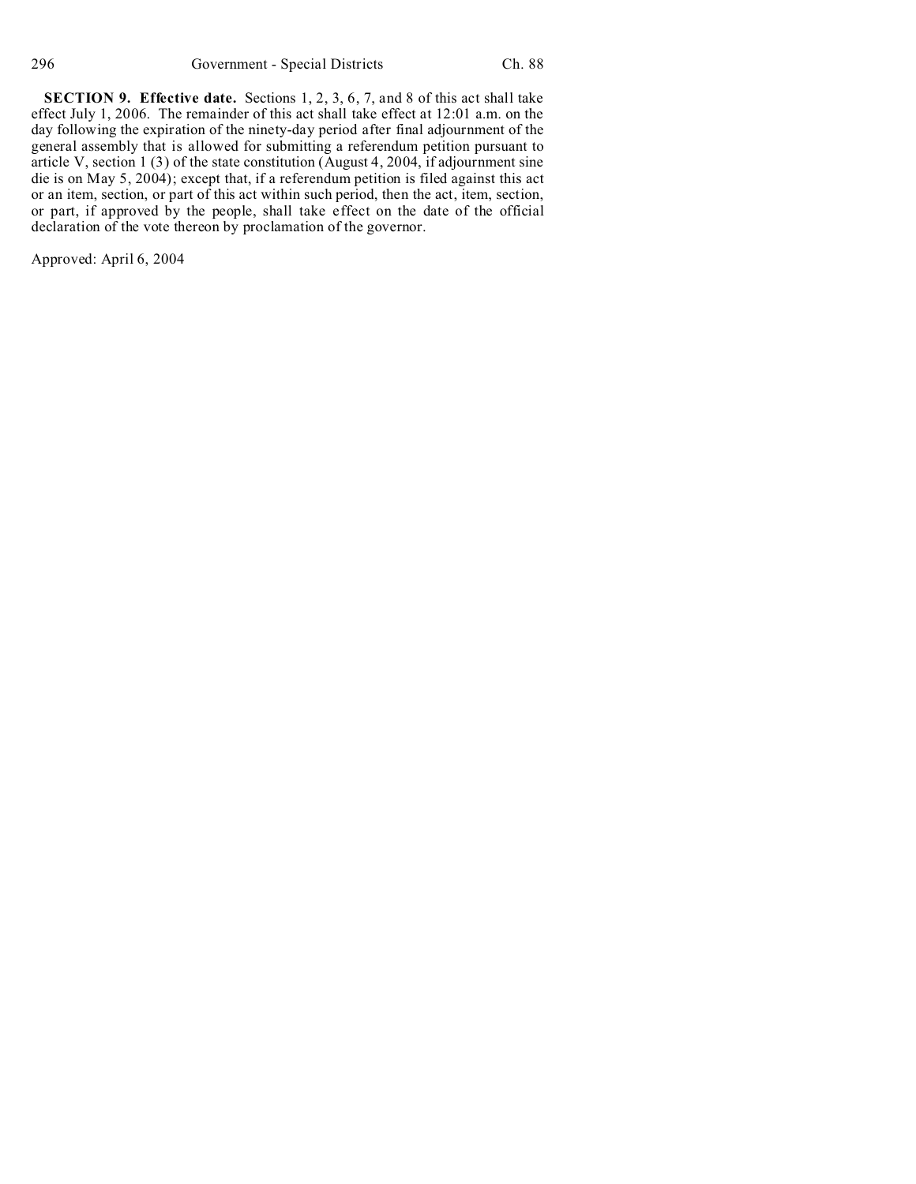**SECTION 9. Effective date.** Sections 1, 2, 3, 6, 7, and 8 of this act shall take effect July 1, 2006. The remainder of this act shall take effect at 12:01 a.m. on the day following the expiration of the ninety-day period after final adjournment of the general assembly that is allowed for submitting a referendum petition pursuant to article V, section 1 (3) of the state constitution (August 4, 2004, if adjournment sine die is on May 5, 2004); except that, if a referendum petition is filed against this act or an item, section, or part of this act within such period, then the act, item, section, or part, if approved by the people, shall take effect on the date of the official declaration of the vote thereon by proclamation of the governor.

Approved: April 6, 2004